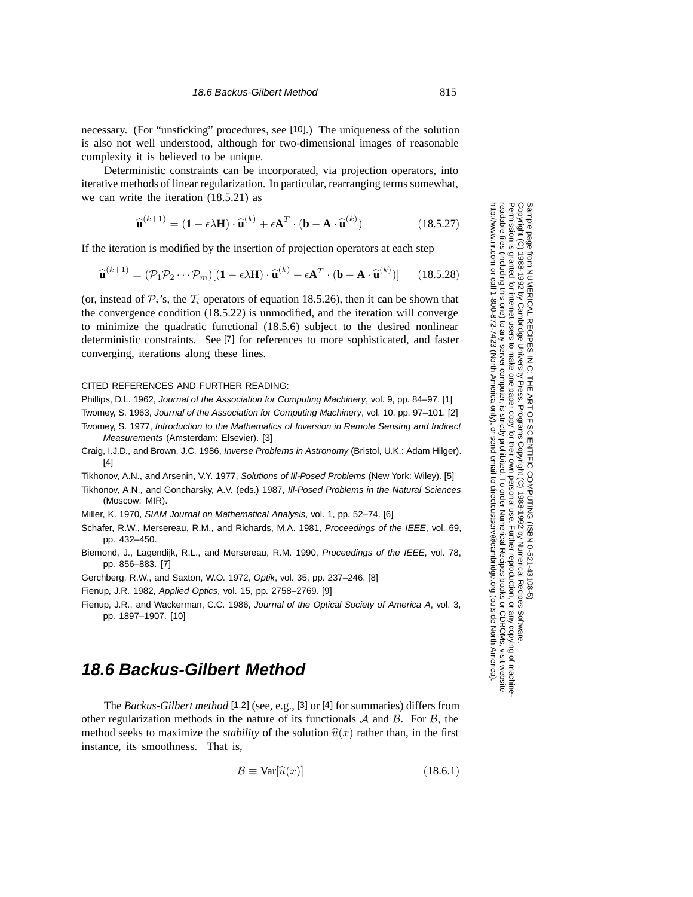necessary. (For "unsticking" procedures, see [10].) The uniqueness of the solution is also not well understood, although for two-dimensional images of reasonable complexity it is believed to be unique.

Deterministic constraints can be incorporated, via projection operators, into iterative methods of linear regularization. In particular, rearranging terms somewhat, we can write the iteration (18.5.21) as

$$\widehat{\mathbf{u}}^{(k+1)} = (\mathbf{1} - \epsilon\lambda\mathbf{H}) \cdot \widehat{\mathbf{u}}^{(k)} + \epsilon\mathbf{A}^T \cdot (\mathbf{b} - \mathbf{A} \cdot \widehat{\mathbf{u}}^{(k)}) \tag{18.5.27}$$

If the iteration is modified by the insertion of projection operators at each step

$$\widehat{\mathbf{u}}^{(k+1)} = (\mathcal{P}_1\mathcal{P}_2 \cdots \mathcal{P}_m)[(\mathbf{1} - \epsilon\lambda\mathbf{H}) \cdot \widehat{\mathbf{u}}^{(k)} + \epsilon\mathbf{A}^T \cdot (\mathbf{b} - \mathbf{A} \cdot \widehat{\mathbf{u}}^{(k)})] \tag{18.5.28}$$

(or, instead of $\mathcal{P}_i$'s, the $\mathcal{T}_i$ operators of equation 18.5.26), then it can be shown that the convergence condition (18.5.22) is unmodified, and the iteration will converge to minimize the quadratic functional (18.5.6) subject to the desired nonlinear deterministic constraints. See [7] for references to more sophisticated, and faster converging, iterations along these lines.

CITED REFERENCES AND FURTHER READING:

Phillips, D.L. 1962, *Journal of the Association for Computing Machinery*, vol. 9, pp. 84–97. [1]

Twomey, S. 1963, *Journal of the Association for Computing Machinery*, vol. 10, pp. 97–101. [2]

Twomey, S. 1977, *Introduction to the Mathematics of Inversion in Remote Sensing and Indirect Measurements* (Amsterdam: Elsevier). [3]

Craig, I.J.D., and Brown, J.C. 1986, *Inverse Problems in Astronomy* (Bristol, U.K.: Adam Hilger). [4]

Tikhonov, A.N., and Arsenin, V.Y. 1977, *Solutions of Ill-Posed Problems* (New York: Wiley). [5]

Tikhonov, A.N., and Goncharsky, A.V. (eds.) 1987, *Ill-Posed Problems in the Natural Sciences* (Moscow: MIR).

Miller, K. 1970, *SIAM Journal on Mathematical Analysis*, vol. 1, pp. 52–74. [6]

Schafer, R.W., Mersereau, R.M., and Richards, M.A. 1981, *Proceedings of the IEEE*, vol. 69, pp. 432–450.

Biemond, J., Lagendijk, R.L., and Mersereau, R.M. 1990, *Proceedings of the IEEE*, vol. 78, pp. 856–883. [7]

Gerchberg, R.W., and Saxton, W.O. 1972, *Optik*, vol. 35, pp. 237–246. [8]

Fienup, J.R. 1982, *Applied Optics*, vol. 15, pp. 2758–2769. [9]

Fienup, J.R., and Wackerman, C.C. 1986, *Journal of the Optical Society of America A*, vol. 3, pp. 1897–1907. [10]

## 18.6 Backus-Gilbert Method

The *Backus-Gilbert method* [1,2] (see, e.g., [3] or [4] for summaries) differs from other regularization methods in the nature of its functionals $\mathcal{A}$ and $\mathcal{B}$. For $\mathcal{B}$, the method seeks to maximize the *stability* of the solution $\widehat{u}(x)$ rather than, in the first instance, its smoothness. That is,

$$\mathcal{B} \equiv \text{Var}[\widehat{u}(x)] \tag{18.6.1}$$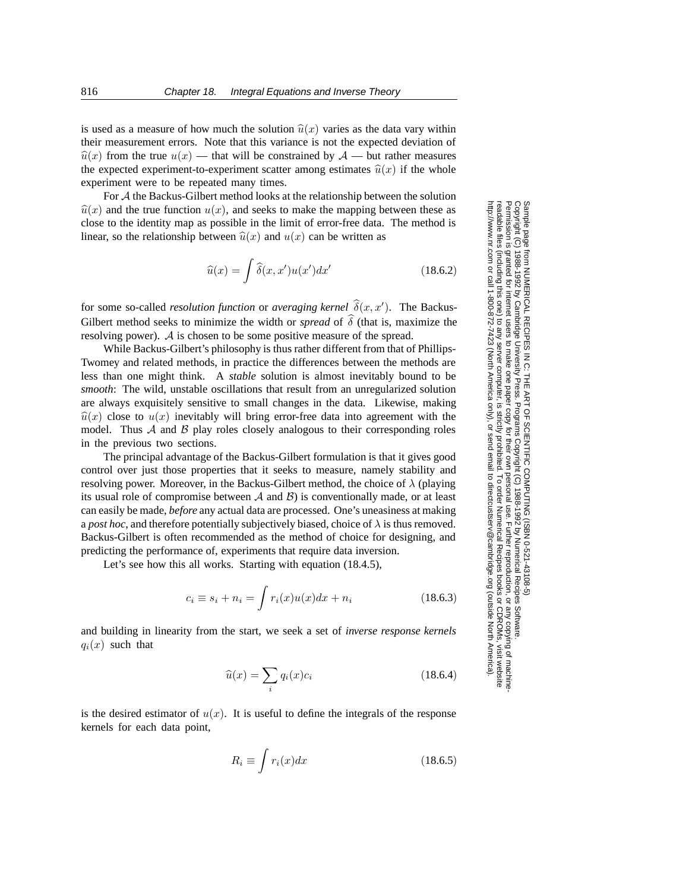is used as a measure of how much the solution $\widehat{u}(x)$ varies as the data vary within their measurement errors. Note that this variance is not the expected deviation of $\widehat{u}(x)$ from the true $u(x)$ — that will be constrained by $\mathcal{A}$ — but rather measures the expected experiment-to-experiment scatter among estimates $\widehat{u}(x)$ if the whole experiment were to be repeated many times.

For $\mathcal{A}$ the Backus-Gilbert method looks at the relationship between the solution $\widehat{u}(x)$ and the true function $u(x)$, and seeks to make the mapping between these as close to the identity map as possible in the limit of error-free data. The method is linear, so the relationship between $\widehat{u}(x)$ and $u(x)$ can be written as

$$\widehat{u}(x) = \int \widehat{\delta}(x, x')u(x')dx' \tag{18.6.2}$$

for some so-called *resolution function* or *averaging kernel* $\widehat{\delta}(x, x')$. The Backus-Gilbert method seeks to minimize the width or *spread* of $\widehat{\delta}$ (that is, maximize the resolving power). $\mathcal{A}$ is chosen to be some positive measure of the spread.

While Backus-Gilbert's philosophy is thus rather different from that of Phillips-Twomey and related methods, in practice the differences between the methods are less than one might think. A *stable* solution is almost inevitably bound to be *smooth*: The wild, unstable oscillations that result from an unregularized solution are always exquisitely sensitive to small changes in the data. Likewise, making $\widehat{u}(x)$ close to $u(x)$ inevitably will bring error-free data into agreement with the model. Thus $\mathcal{A}$ and $\mathcal{B}$ play roles closely analogous to their corresponding roles in the previous two sections.

The principal advantage of the Backus-Gilbert formulation is that it gives good control over just those properties that it seeks to measure, namely stability and resolving power. Moreover, in the Backus-Gilbert method, the choice of $\lambda$ (playing its usual role of compromise between $\mathcal{A}$ and $\mathcal{B}$) is conventionally made, or at least can easily be made, *before* any actual data are processed. One's uneasiness at making a *post hoc*, and therefore potentially subjectively biased, choice of $\lambda$ is thus removed. Backus-Gilbert is often recommended as the method of choice for designing, and predicting the performance of, experiments that require data inversion.

Let's see how this all works. Starting with equation (18.4.5),

$$c_i \equiv s_i + n_i = \int r_i(x)u(x)dx + n_i \tag{18.6.3}$$

and building in linearity from the start, we seek a set of *inverse response kernels* $q_i(x)$ such that

$$\widehat{u}(x) = \sum_i q_i(x)c_i \tag{18.6.4}$$

is the desired estimator of $u(x)$. It is useful to define the integrals of the response kernels for each data point,

$$R_i \equiv \int r_i(x)dx \tag{18.6.5}$$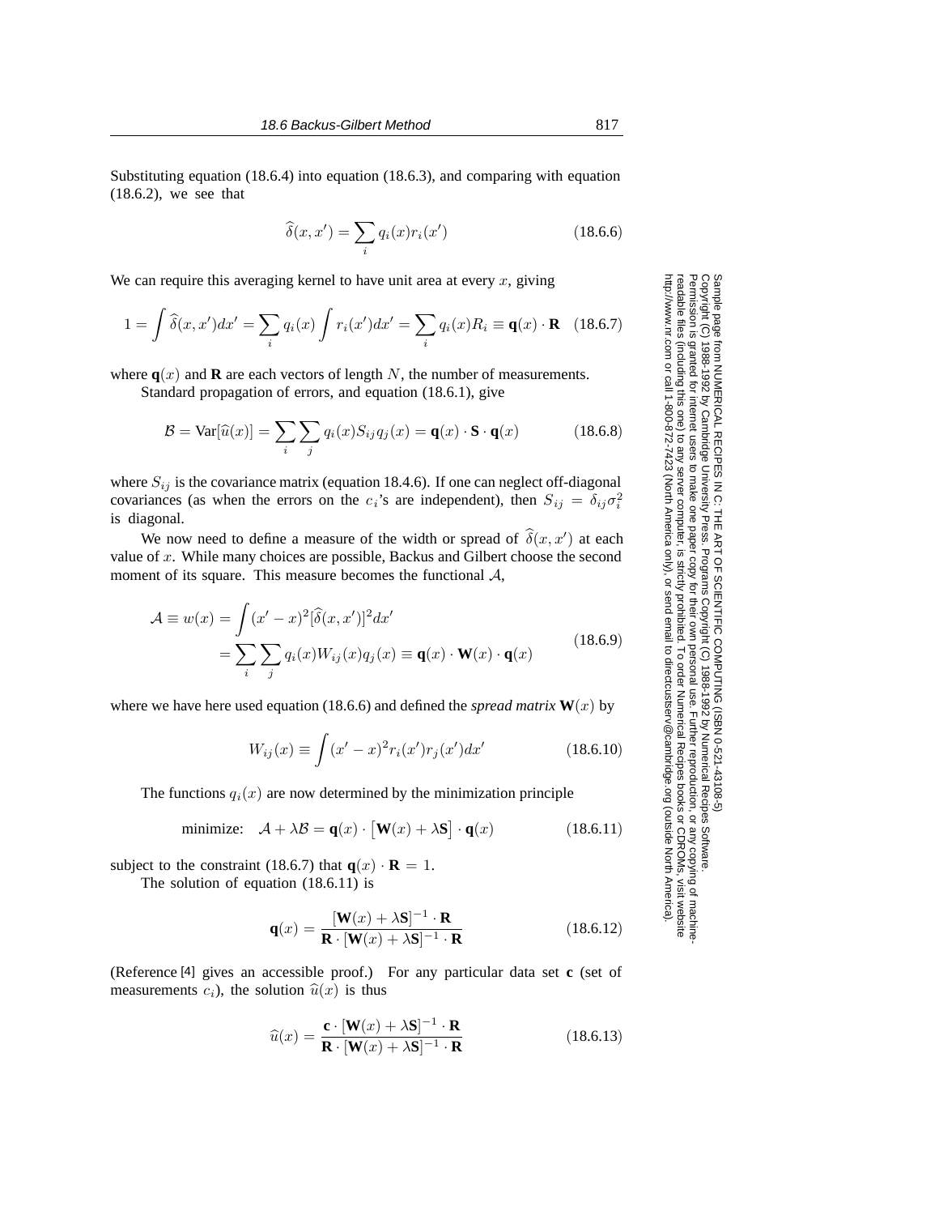Substituting equation (18.6.4) into equation (18.6.3), and comparing with equation (18.6.2), we see that

$$\widehat{\delta}(x, x') = \sum_i q_i(x) r_i(x') \tag{18.6.6}$$

We can require this averaging kernel to have unit area at every $x$, giving

$$1 = \int \widehat{\delta}(x, x') dx' = \sum_i q_i(x) \int r_i(x') dx' = \sum_i q_i(x) R_i \equiv \mathbf{q}(x) \cdot \mathbf{R} \tag{18.6.7}$$

where $\mathbf{q}(x)$ and $\mathbf{R}$ are each vectors of length $N$, the number of measurements.

Standard propagation of errors, and equation (18.6.1), give

$$\mathcal{B} = \text{Var}[\widehat{u}(x)] = \sum_i \sum_j q_i(x) S_{ij} q_j(x) = \mathbf{q}(x) \cdot \mathbf{S} \cdot \mathbf{q}(x) \tag{18.6.8}$$

where $S_{ij}$ is the covariance matrix (equation 18.4.6). If one can neglect off-diagonal covariances (as when the errors on the $c_i$'s are independent), then $S_{ij} = \delta_{ij} \sigma_i^2$ is diagonal.

We now need to define a measure of the width or spread of $\widehat{\delta}(x, x')$ at each value of $x$. While many choices are possible, Backus and Gilbert choose the second moment of its square. This measure becomes the functional $\mathcal{A}$,

$$\begin{aligned} \mathcal{A} \equiv w(x) &= \int (x' - x)^2 [\widehat{\delta}(x, x')]^2 dx' \\ &= \sum_i \sum_j q_i(x) W_{ij}(x) q_j(x) \equiv \mathbf{q}(x) \cdot \mathbf{W}(x) \cdot \mathbf{q}(x) \end{aligned} \tag{18.6.9}$$

where we have here used equation (18.6.6) and defined the *spread matrix* $\mathbf{W}(x)$ by

$$W_{ij}(x) \equiv \int (x' - x)^2 r_i(x') r_j(x') dx' \tag{18.6.10}$$

The functions $q_i(x)$ are now determined by the minimization principle

$$\text{minimize:} \quad \mathcal{A} + \lambda \mathcal{B} = \mathbf{q}(x) \cdot \left[ \mathbf{W}(x) + \lambda \mathbf{S} \right] \cdot \mathbf{q}(x) \tag{18.6.11}$$

subject to the constraint (18.6.7) that $\mathbf{q}(x) \cdot \mathbf{R} = 1$.

The solution of equation (18.6.11) is

$$\mathbf{q}(x) = \frac{[\mathbf{W}(x) + \lambda \mathbf{S}]^{-1} \cdot \mathbf{R}}{\mathbf{R} \cdot [\mathbf{W}(x) + \lambda \mathbf{S}]^{-1} \cdot \mathbf{R}} \tag{18.6.12}$$

(Reference [4] gives an accessible proof.) For any particular data set $\mathbf{c}$ (set of measurements $c_i$), the solution $\widehat{u}(x)$ is thus

$$\widehat{u}(x) = \frac{\mathbf{c} \cdot [\mathbf{W}(x) + \lambda \mathbf{S}]^{-1} \cdot \mathbf{R}}{\mathbf{R} \cdot [\mathbf{W}(x) + \lambda \mathbf{S}]^{-1} \cdot \mathbf{R}} \tag{18.6.13}$$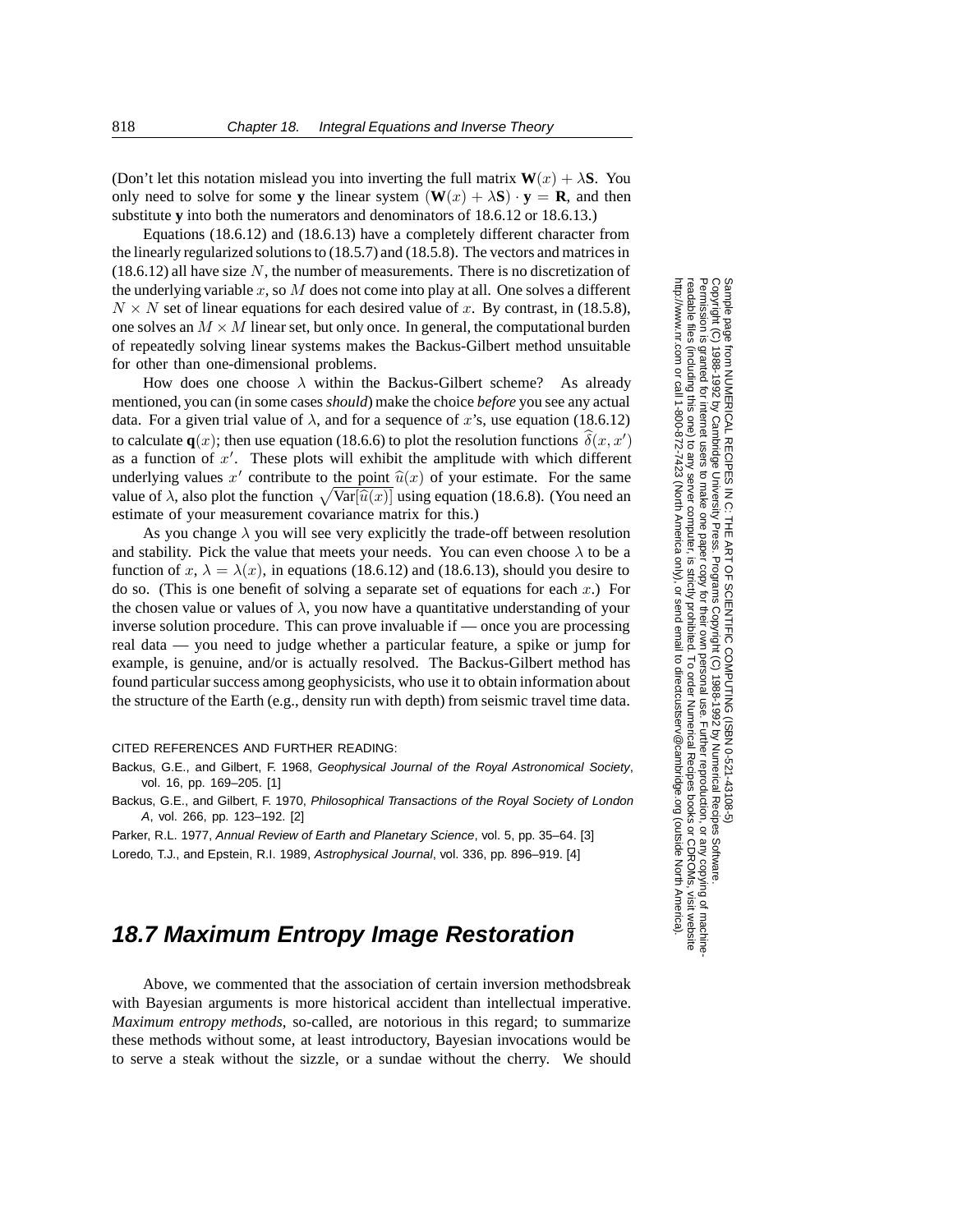(Don't let this notation mislead you into inverting the full matrix $\mathbf{W}(x) + \lambda\mathbf{S}$. You only need to solve for some $\mathbf{y}$ the linear system $(\mathbf{W}(x) + \lambda\mathbf{S}) \cdot \mathbf{y} = \mathbf{R}$, and then substitute $\mathbf{y}$ into both the numerators and denominators of 18.6.12 or 18.6.13.)

Equations (18.6.12) and (18.6.13) have a completely different character from the linearly regularized solutions to (18.5.7) and (18.5.8). The vectors and matrices in (18.6.12) all have size $N$, the number of measurements. There is no discretization of the underlying variable $x$, so $M$ does not come into play at all. One solves a different $N \times N$ set of linear equations for each desired value of $x$. By contrast, in (18.5.8), one solves an $M \times M$ linear set, but only once. In general, the computational burden of repeatedly solving linear systems makes the Backus-Gilbert method unsuitable for other than one-dimensional problems.

How does one choose $\lambda$ within the Backus-Gilbert scheme? As already mentioned, you can (in some cases *should*) make the choice *before* you see any actual data. For a given trial value of $\lambda$, and for a sequence of $x$'s, use equation (18.6.12) to calculate $\mathbf{q}(x)$; then use equation (18.6.6) to plot the resolution functions $\widehat{\delta}(x, x')$ as a function of $x'$. These plots will exhibit the amplitude with which different underlying values $x'$ contribute to the point $\widehat{u}(x)$ of your estimate. For the same value of $\lambda$, also plot the function $\sqrt{\text{Var}[\widehat{u}(x)]}$ using equation (18.6.8). (You need an estimate of your measurement covariance matrix for this.)

As you change $\lambda$ you will see very explicitly the trade-off between resolution and stability. Pick the value that meets your needs. You can even choose $\lambda$ to be a function of $x$, $\lambda = \lambda(x)$, in equations (18.6.12) and (18.6.13), should you desire to do so. (This is one benefit of solving a separate set of equations for each $x$.) For the chosen value or values of $\lambda$, you now have a quantitative understanding of your inverse solution procedure. This can prove invaluable if — once you are processing real data — you need to judge whether a particular feature, a spike or jump for example, is genuine, and/or is actually resolved. The Backus-Gilbert method has found particular success among geophysicists, who use it to obtain information about the structure of the Earth (e.g., density run with depth) from seismic travel time data.

CITED REFERENCES AND FURTHER READING:

Backus, G.E., and Gilbert, F. 1968, *Geophysical Journal of the Royal Astronomical Society*, vol. 16, pp. 169–205. [1]

Backus, G.E., and Gilbert, F. 1970, *Philosophical Transactions of the Royal Society of London A*, vol. 266, pp. 123–192. [2]

Parker, R.L. 1977, *Annual Review of Earth and Planetary Science*, vol. 5, pp. 35–64. [3]

Loredo, T.J., and Epstein, R.I. 1989, *Astrophysical Journal*, vol. 336, pp. 896–919. [4]

## 18.7 Maximum Entropy Image Restoration

Above, we commented that the association of certain inversion methodsbreak with Bayesian arguments is more historical accident than intellectual imperative. *Maximum entropy methods*, so-called, are notorious in this regard; to summarize these methods without some, at least introductory, Bayesian invocations would be to serve a steak without the sizzle, or a sundae without the cherry. We should